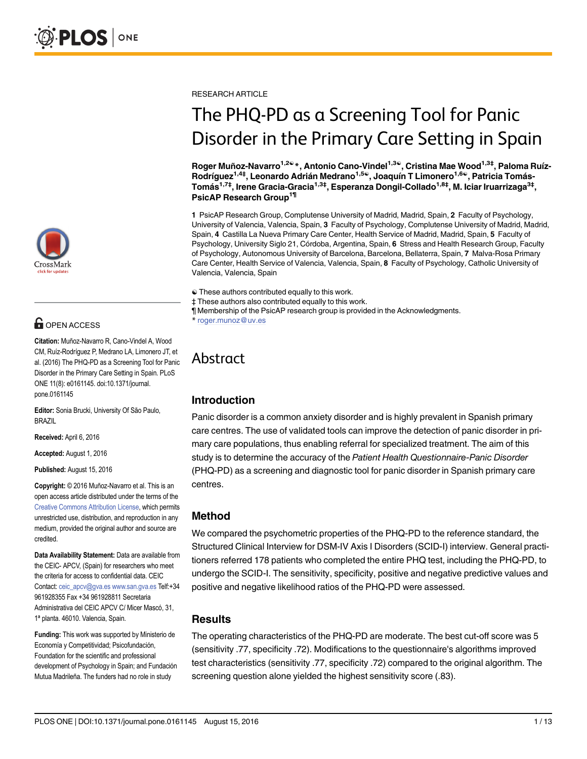RESEARCH ARTICLE

# The PHQ-PD as a Screening Tool for Panic Disorder in the Primary Care Setting in Spain

**Roger Muñoz-Navarro[1,2☯]*, Antonio Cano-Vindel[1,3☯], Cristina Mae Wood[1,3‡], Paloma Ruíz-Rodríguez[1,4‡], Leonardo Adrián Medrano[1,5☯], Joaquín T Limonero[1,6☯], Patricia Tomás-Tomás[1,7‡], Irene Gracia-Gracia[1,3‡], Esperanza Dongil-Collado[1,8‡], M. Iciar Iruarrizaga[3‡], PsicAP Research Group[1¶]**

**1** PsicAP Research Group, Complutense University of Madrid, Madrid, Spain, **2** Faculty of Psychology, University of Valencia, Valencia, Spain, **3** Faculty of Psychology, Complutense University of Madrid, Madrid, Spain, **4** Castilla La Nueva Primary Care Center, Health Service of Madrid, Madrid, Spain, **5** Faculty of Psychology, University Siglo 21, Córdoba, Argentina, Spain, **6** Stress and Health Research Group, Faculty of Psychology, Autonomous University of Barcelona, Barcelona, Bellaterra, Spain, **7** Malva-Rosa Primary Care Center, Health Service of Valencia, Valencia, Spain, **8** Faculty of Psychology, Catholic University of Valencia, Valencia, Spain

☯ These authors contributed equally to this work.
‡ These authors also contributed equally to this work.
¶ Membership of the PsicAP research group is provided in the Acknowledgments.
* roger.munoz@uv.es

OPEN ACCESS

**Citation:** Muñoz-Navarro R, Cano-Vindel A, Wood CM, Ruíz-Rodríguez P, Medrano LA, Limonero JT, et al. (2016) The PHQ-PD as a Screening Tool for Panic Disorder in the Primary Care Setting in Spain. PLoS ONE 11(8): e0161145. doi:10.1371/journal.pone.0161145

**Editor:** Sonia Brucki, University Of São Paulo, BRAZIL

**Received:** April 6, 2016

**Accepted:** August 1, 2016

**Published:** August 15, 2016

**Copyright:** © 2016 Muñoz-Navarro et al. This is an open access article distributed under the terms of the Creative Commons Attribution License, which permits unrestricted use, distribution, and reproduction in any medium, provided the original author and source are credited.

**Data Availability Statement:** Data are available from the CEIC- APCV, (Spain) for researchers who meet the criteria for access to confidential data. CEIC Contact: ceic_apcv@gva.es www.san.gva.es Telf:+34 961928355 Fax +34 961928811 Secretaria Administrativa del CEIC APCV C/ Micer Mascó, 31, 1ª planta. 46010. Valencia, Spain.

**Funding:** This work was supported by Ministerio de Economía y Competitividad; Psicofundación, Foundation for the scientific and professional development of Psychology in Spain; and Fundación Mutua Madrileña. The funders had no role in study

# Abstract

## Introduction

Panic disorder is a common anxiety disorder and is highly prevalent in Spanish primary care centres. The use of validated tools can improve the detection of panic disorder in primary care populations, thus enabling referral for specialized treatment. The aim of this study is to determine the accuracy of the *Patient Health Questionnaire-Panic Disorder* (PHQ-PD) as a screening and diagnostic tool for panic disorder in Spanish primary care centres.

## Method

We compared the psychometric properties of the PHQ-PD to the reference standard, the Structured Clinical Interview for DSM-IV Axis I Disorders (SCID-I) interview. General practitioners referred 178 patients who completed the entire PHQ test, including the PHQ-PD, to undergo the SCID-I. The sensitivity, specificity, positive and negative predictive values and positive and negative likelihood ratios of the PHQ-PD were assessed.

## Results

The operating characteristics of the PHQ-PD are moderate. The best cut-off score was 5 (sensitivity .77, specificity .72). Modifications to the questionnaire's algorithms improved test characteristics (sensitivity .77, specificity .72) compared to the original algorithm. The screening question alone yielded the highest sensitivity score (.83).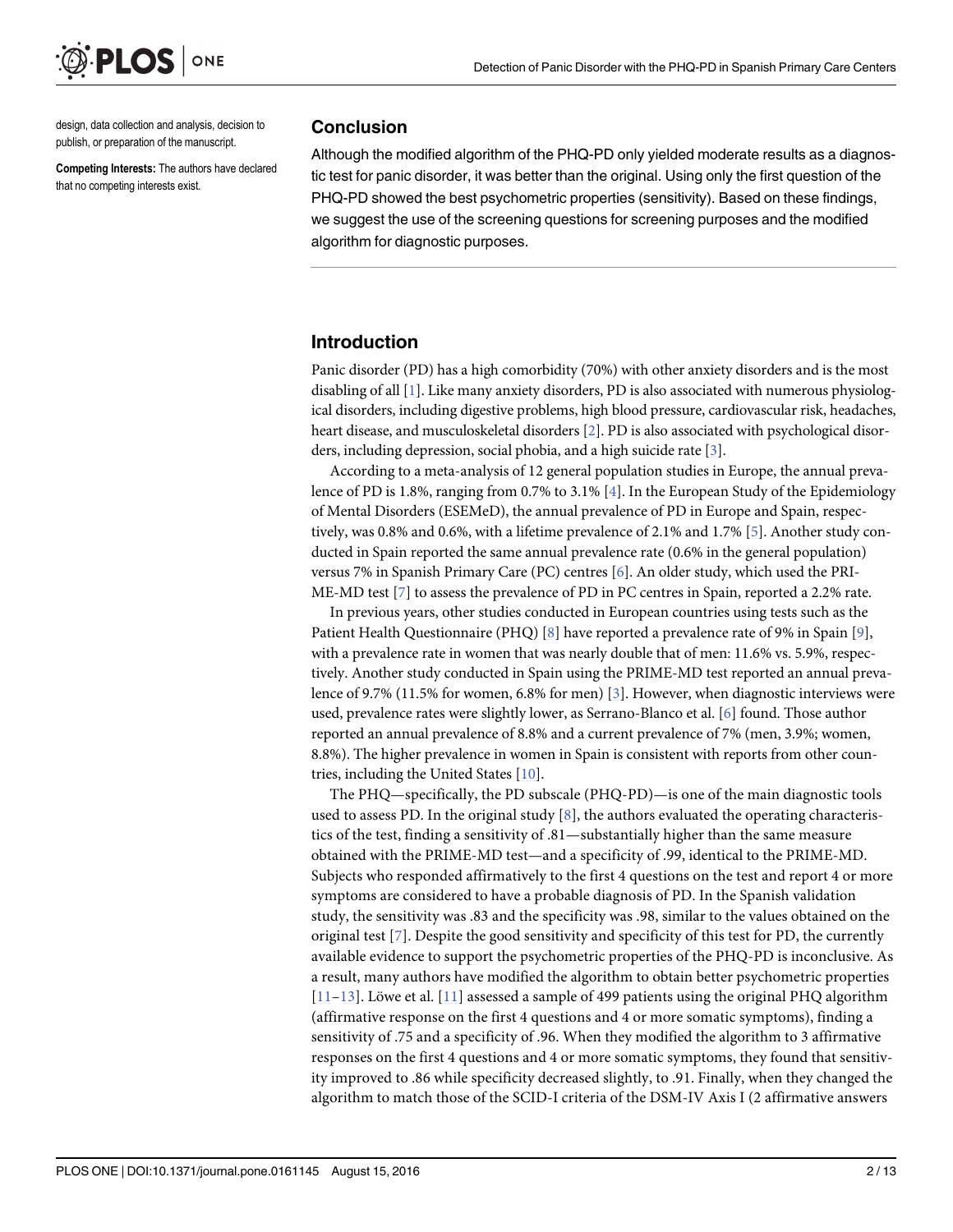design, data collection and analysis, decision to publish, or preparation of the manuscript.

**Competing Interests:** The authors have declared that no competing interests exist.

## Conclusion

Although the modified algorithm of the PHQ-PD only yielded moderate results as a diagnostic test for panic disorder, it was better than the original. Using only the first question of the PHQ-PD showed the best psychometric properties (sensitivity). Based on these findings, we suggest the use of the screening questions for screening purposes and the modified algorithm for diagnostic purposes.

## Introduction

Panic disorder (PD) has a high comorbidity (70%) with other anxiety disorders and is the most disabling of all [1]. Like many anxiety disorders, PD is also associated with numerous physiological disorders, including digestive problems, high blood pressure, cardiovascular risk, headaches, heart disease, and musculoskeletal disorders [2]. PD is also associated with psychological disorders, including depression, social phobia, and a high suicide rate [3].

According to a meta-analysis of 12 general population studies in Europe, the annual prevalence of PD is 1.8%, ranging from 0.7% to 3.1% [4]. In the European Study of the Epidemiology of Mental Disorders (ESEMeD), the annual prevalence of PD in Europe and Spain, respectively, was 0.8% and 0.6%, with a lifetime prevalence of 2.1% and 1.7% [5]. Another study conducted in Spain reported the same annual prevalence rate (0.6% in the general population) versus 7% in Spanish Primary Care (PC) centres [6]. An older study, which used the PRIME-MD test [7] to assess the prevalence of PD in PC centres in Spain, reported a 2.2% rate.

In previous years, other studies conducted in European countries using tests such as the Patient Health Questionnaire (PHQ) [8] have reported a prevalence rate of 9% in Spain [9], with a prevalence rate in women that was nearly double that of men: 11.6% vs. 5.9%, respectively. Another study conducted in Spain using the PRIME-MD test reported an annual prevalence of 9.7% (11.5% for women, 6.8% for men) [3]. However, when diagnostic interviews were used, prevalence rates were slightly lower, as Serrano-Blanco et al. [6] found. Those author reported an annual prevalence of 8.8% and a current prevalence of 7% (men, 3.9%; women, 8.8%). The higher prevalence in women in Spain is consistent with reports from other countries, including the United States [10].

The PHQ—specifically, the PD subscale (PHQ-PD)—is one of the main diagnostic tools used to assess PD. In the original study [8], the authors evaluated the operating characteristics of the test, finding a sensitivity of .81—substantially higher than the same measure obtained with the PRIME-MD test—and a specificity of .99, identical to the PRIME-MD. Subjects who responded affirmatively to the first 4 questions on the test and report 4 or more symptoms are considered to have a probable diagnosis of PD. In the Spanish validation study, the sensitivity was .83 and the specificity was .98, similar to the values obtained on the original test [7]. Despite the good sensitivity and specificity of this test for PD, the currently available evidence to support the psychometric properties of the PHQ-PD is inconclusive. As a result, many authors have modified the algorithm to obtain better psychometric properties [11–13]. Löwe et al. [11] assessed a sample of 499 patients using the original PHQ algorithm (affirmative response on the first 4 questions and 4 or more somatic symptoms), finding a sensitivity of .75 and a specificity of .96. When they modified the algorithm to 3 affirmative responses on the first 4 questions and 4 or more somatic symptoms, they found that sensitivity improved to .86 while specificity decreased slightly, to .91. Finally, when they changed the algorithm to match those of the SCID-I criteria of the DSM-IV Axis I (2 affirmative answers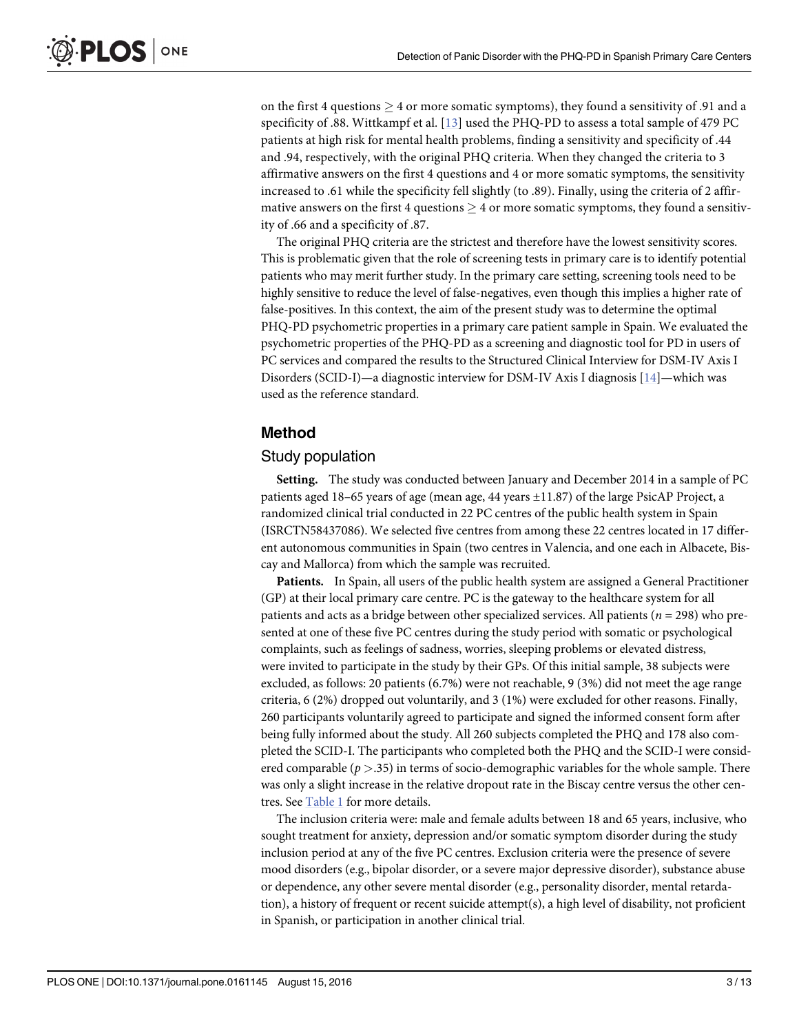on the first 4 questions $\geq$ 4 or more somatic symptoms), they found a sensitivity of .91 and a specificity of .88. Wittkampf et al. [13] used the PHQ-PD to assess a total sample of 479 PC patients at high risk for mental health problems, finding a sensitivity and specificity of .44 and .94, respectively, with the original PHQ criteria. When they changed the criteria to 3 affirmative answers on the first 4 questions and 4 or more somatic symptoms, the sensitivity increased to .61 while the specificity fell slightly (to .89). Finally, using the criteria of 2 affirmative answers on the first 4 questions $\geq$ 4 or more somatic symptoms, they found a sensitivity of .66 and a specificity of .87.

The original PHQ criteria are the strictest and therefore have the lowest sensitivity scores. This is problematic given that the role of screening tests in primary care is to identify potential patients who may merit further study. In the primary care setting, screening tools need to be highly sensitive to reduce the level of false-negatives, even though this implies a higher rate of false-positives. In this context, the aim of the present study was to determine the optimal PHQ-PD psychometric properties in a primary care patient sample in Spain. We evaluated the psychometric properties of the PHQ-PD as a screening and diagnostic tool for PD in users of PC services and compared the results to the Structured Clinical Interview for DSM-IV Axis I Disorders (SCID-I)—a diagnostic interview for DSM-IV Axis I diagnosis [14]—which was used as the reference standard.

## Method

### Study population

**Setting.** The study was conducted between January and December 2014 in a sample of PC patients aged 18–65 years of age (mean age, 44 years ±11.87) of the large PsicAP Project, a randomized clinical trial conducted in 22 PC centres of the public health system in Spain (ISRCTN58437086). We selected five centres from among these 22 centres located in 17 different autonomous communities in Spain (two centres in Valencia, and one each in Albacete, Biscay and Mallorca) from which the sample was recruited.

**Patients.** In Spain, all users of the public health system are assigned a General Practitioner (GP) at their local primary care centre. PC is the gateway to the healthcare system for all patients and acts as a bridge between other specialized services. All patients ($n$ = 298) who presented at one of these five PC centres during the study period with somatic or psychological complaints, such as feelings of sadness, worries, sleeping problems or elevated distress, were invited to participate in the study by their GPs. Of this initial sample, 38 subjects were excluded, as follows: 20 patients (6.7%) were not reachable, 9 (3%) did not meet the age range criteria, 6 (2%) dropped out voluntarily, and 3 (1%) were excluded for other reasons. Finally, 260 participants voluntarily agreed to participate and signed the informed consent form after being fully informed about the study. All 260 subjects completed the PHQ and 178 also completed the SCID-I. The participants who completed both the PHQ and the SCID-I were considered comparable ($p$ >.35) in terms of socio-demographic variables for the whole sample. There was only a slight increase in the relative dropout rate in the Biscay centre versus the other centres. See Table 1 for more details.

The inclusion criteria were: male and female adults between 18 and 65 years, inclusive, who sought treatment for anxiety, depression and/or somatic symptom disorder during the study inclusion period at any of the five PC centres. Exclusion criteria were the presence of severe mood disorders (e.g., bipolar disorder, or a severe major depressive disorder), substance abuse or dependence, any other severe mental disorder (e.g., personality disorder, mental retardation), a history of frequent or recent suicide attempt(s), a high level of disability, not proficient in Spanish, or participation in another clinical trial.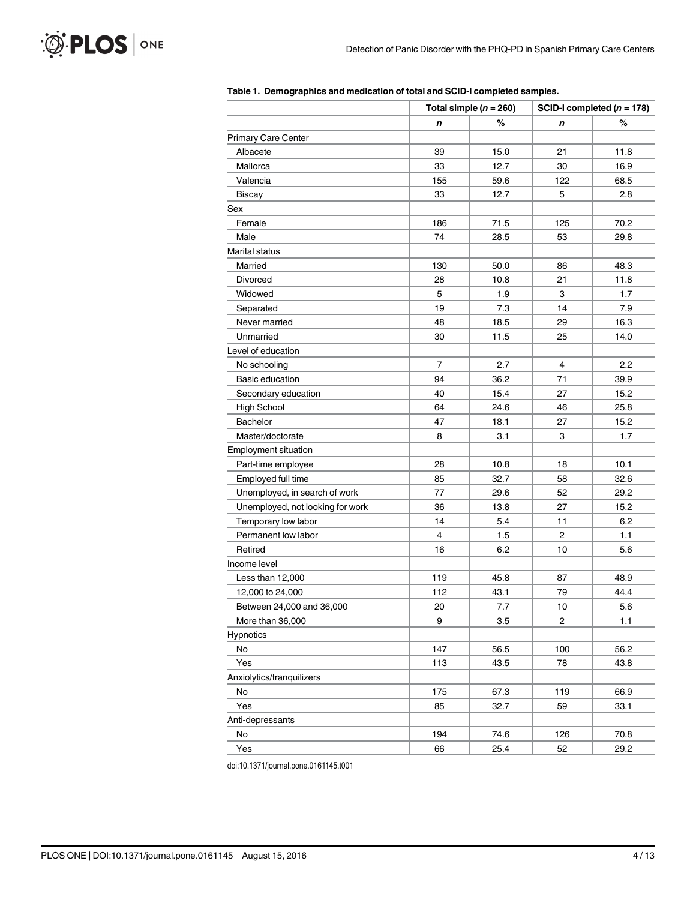**Table 1. Demographics and medication of total and SCID-I completed samples.**

| | Total simple ($n$ = 260) | | SCID-I completed ($n$ = 178) | |
|---|---|---|---|---|
| | *n* | % | *n* | % |
| Primary Care Center | | | | |
| Albacete | 39 | 15.0 | 21 | 11.8 |
| Mallorca | 33 | 12.7 | 30 | 16.9 |
| Valencia | 155 | 59.6 | 122 | 68.5 |
| Biscay | 33 | 12.7 | 5 | 2.8 |
| Sex | | | | |
| Female | 186 | 71.5 | 125 | 70.2 |
| Male | 74 | 28.5 | 53 | 29.8 |
| Marital status | | | | |
| Married | 130 | 50.0 | 86 | 48.3 |
| Divorced | 28 | 10.8 | 21 | 11.8 |
| Widowed | 5 | 1.9 | 3 | 1.7 |
| Separated | 19 | 7.3 | 14 | 7.9 |
| Never married | 48 | 18.5 | 29 | 16.3 |
| Unmarried | 30 | 11.5 | 25 | 14.0 |
| Level of education | | | | |
| No schooling | 7 | 2.7 | 4 | 2.2 |
| Basic education | 94 | 36.2 | 71 | 39.9 |
| Secondary education | 40 | 15.4 | 27 | 15.2 |
| High School | 64 | 24.6 | 46 | 25.8 |
| Bachelor | 47 | 18.1 | 27 | 15.2 |
| Master/doctorate | 8 | 3.1 | 3 | 1.7 |
| Employment situation | | | | |
| Part-time employee | 28 | 10.8 | 18 | 10.1 |
| Employed full time | 85 | 32.7 | 58 | 32.6 |
| Unemployed, in search of work | 77 | 29.6 | 52 | 29.2 |
| Unemployed, not looking for work | 36 | 13.8 | 27 | 15.2 |
| Temporary low labor | 14 | 5.4 | 11 | 6.2 |
| Permanent low labor | 4 | 1.5 | 2 | 1.1 |
| Retired | 16 | 6.2 | 10 | 5.6 |
| Income level | | | | |
| Less than 12,000 | 119 | 45.8 | 87 | 48.9 |
| 12,000 to 24,000 | 112 | 43.1 | 79 | 44.4 |
| Between 24,000 and 36,000 | 20 | 7.7 | 10 | 5.6 |
| More than 36,000 | 9 | 3.5 | 2 | 1.1 |
| Hypnotics | | | | |
| No | 147 | 56.5 | 100 | 56.2 |
| Yes | 113 | 43.5 | 78 | 43.8 |
| Anxiolytics/tranquilizers | | | | |
| No | 175 | 67.3 | 119 | 66.9 |
| Yes | 85 | 32.7 | 59 | 33.1 |
| Anti-depressants | | | | |
| No | 194 | 74.6 | 126 | 70.8 |
| Yes | 66 | 25.4 | 52 | 29.2 |

doi:10.1371/journal.pone.0161145.t001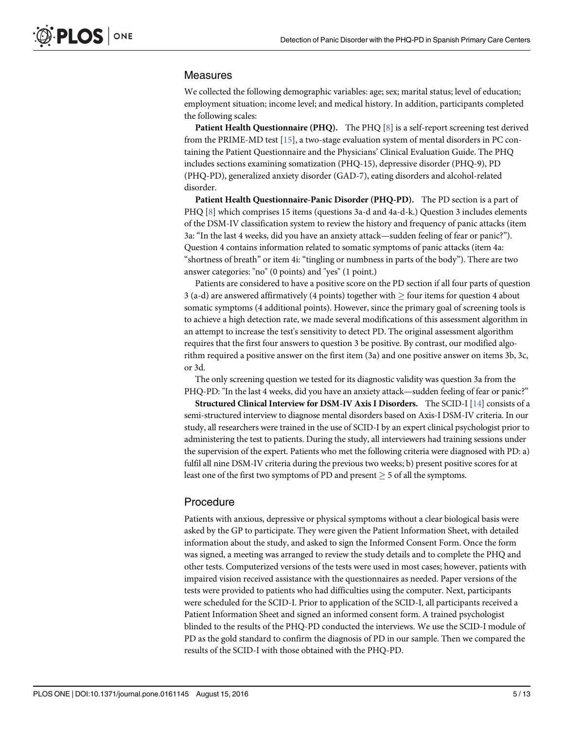## Measures

We collected the following demographic variables: age; sex; marital status; level of education; employment situation; income level; and medical history. In addition, participants completed the following scales:

**Patient Health Questionnaire (PHQ).** The PHQ [8] is a self-report screening test derived from the PRIME-MD test [15], a two-stage evaluation system of mental disorders in PC containing the Patient Questionnaire and the Physicians' Clinical Evaluation Guide. The PHQ includes sections examining somatization (PHQ-15), depressive disorder (PHQ-9), PD (PHQ-PD), generalized anxiety disorder (GAD-7), eating disorders and alcohol-related disorder.

**Patient Health Questionnaire-Panic Disorder (PHQ-PD).** The PD section is a part of PHQ [8] which comprises 15 items (questions 3a-d and 4a-d-k.) Question 3 includes elements of the DSM-IV classification system to review the history and frequency of panic attacks (item 3a: "In the last 4 weeks, did you have an anxiety attack—sudden feeling of fear or panic?"). Question 4 contains information related to somatic symptoms of panic attacks (item 4a: "shortness of breath" or item 4i: "tingling or numbness in parts of the body"). There are two answer categories: "no" (0 points) and "yes" (1 point.)

Patients are considered to have a positive score on the PD section if all four parts of question 3 (a-d) are answered affirmatively (4 points) together with $\geq$ four items for question 4 about somatic symptoms (4 additional points). However, since the primary goal of screening tools is to achieve a high detection rate, we made several modifications of this assessment algorithm in an attempt to increase the test's sensitivity to detect PD. The original assessment algorithm requires that the first four answers to question 3 be positive. By contrast, our modified algorithm required a positive answer on the first item (3a) and one positive answer on items 3b, 3c, or 3d.

The only screening question we tested for its diagnostic validity was question 3a from the PHQ-PD: "In the last 4 weeks, did you have an anxiety attack—sudden feeling of fear or panic?"

**Structured Clinical Interview for DSM-IV Axis I Disorders.** The SCID-I [14] consists of a semi-structured interview to diagnose mental disorders based on Axis-I DSM-IV criteria. In our study, all researchers were trained in the use of SCID-I by an expert clinical psychologist prior to administering the test to patients. During the study, all interviewers had training sessions under the supervision of the expert. Patients who met the following criteria were diagnosed with PD: a) fulfil all nine DSM-IV criteria during the previous two weeks; b) present positive scores for at least one of the first two symptoms of PD and present $\geq$ 5 of all the symptoms.

## Procedure

Patients with anxious, depressive or physical symptoms without a clear biological basis were asked by the GP to participate. They were given the Patient Information Sheet, with detailed information about the study, and asked to sign the Informed Consent Form. Once the form was signed, a meeting was arranged to review the study details and to complete the PHQ and other tests. Computerized versions of the tests were used in most cases; however, patients with impaired vision received assistance with the questionnaires as needed. Paper versions of the tests were provided to patients who had difficulties using the computer. Next, participants were scheduled for the SCID-I. Prior to application of the SCID-I, all participants received a Patient Information Sheet and signed an informed consent form. A trained psychologist blinded to the results of the PHQ-PD conducted the interviews. We use the SCID-I module of PD as the gold standard to confirm the diagnosis of PD in our sample. Then we compared the results of the SCID-I with those obtained with the PHQ-PD.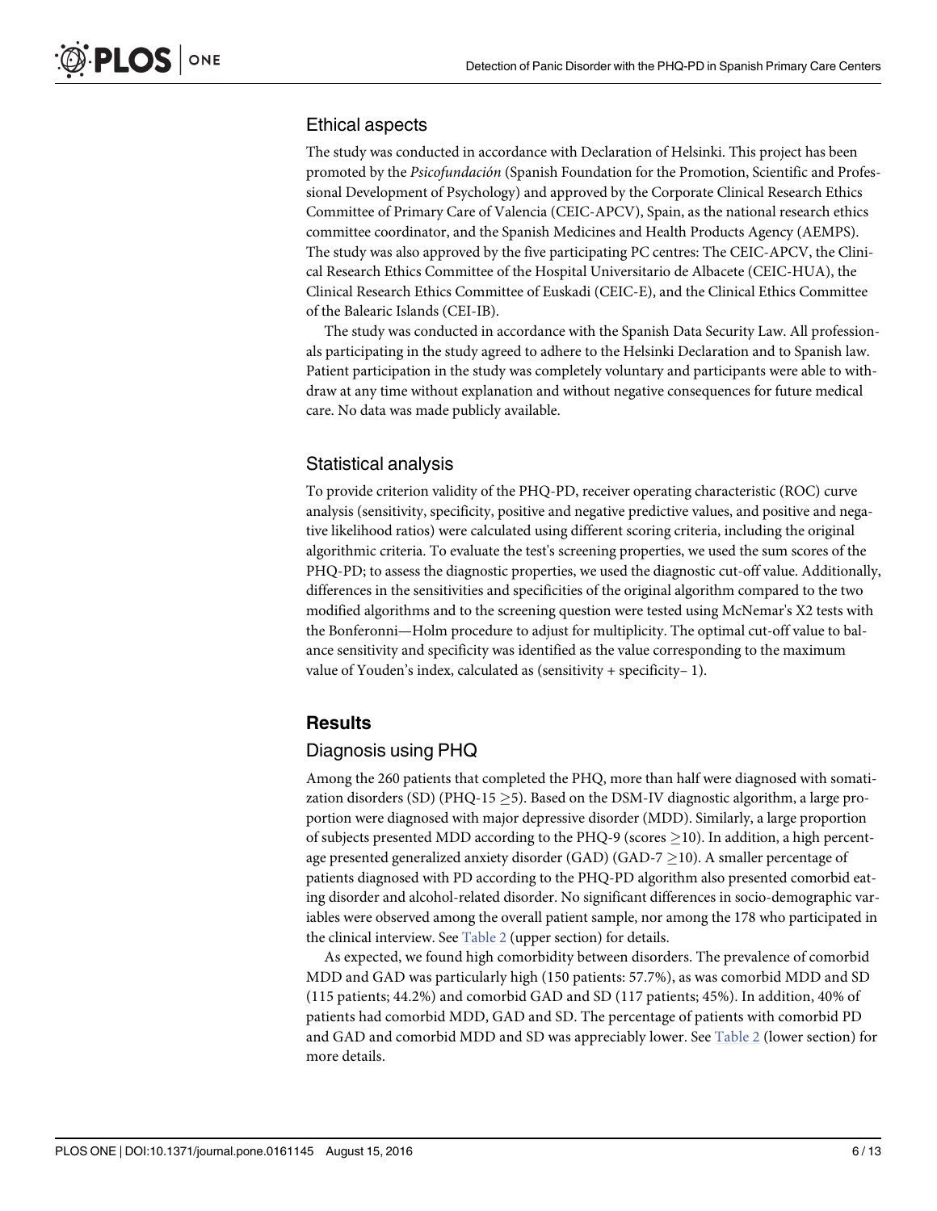## Ethical aspects

The study was conducted in accordance with Declaration of Helsinki. This project has been promoted by the *Psicofundación* (Spanish Foundation for the Promotion, Scientific and Professional Development of Psychology) and approved by the Corporate Clinical Research Ethics Committee of Primary Care of Valencia (CEIC-APCV), Spain, as the national research ethics committee coordinator, and the Spanish Medicines and Health Products Agency (AEMPS). The study was also approved by the five participating PC centres: The CEIC-APCV, the Clinical Research Ethics Committee of the Hospital Universitario de Albacete (CEIC-HUA), the Clinical Research Ethics Committee of Euskadi (CEIC-E), and the Clinical Ethics Committee of the Balearic Islands (CEI-IB).

The study was conducted in accordance with the Spanish Data Security Law. All professionals participating in the study agreed to adhere to the Helsinki Declaration and to Spanish law. Patient participation in the study was completely voluntary and participants were able to withdraw at any time without explanation and without negative consequences for future medical care. No data was made publicly available.

## Statistical analysis

To provide criterion validity of the PHQ-PD, receiver operating characteristic (ROC) curve analysis (sensitivity, specificity, positive and negative predictive values, and positive and negative likelihood ratios) were calculated using different scoring criteria, including the original algorithmic criteria. To evaluate the test's screening properties, we used the sum scores of the PHQ-PD; to assess the diagnostic properties, we used the diagnostic cut-off value. Additionally, differences in the sensitivities and specificities of the original algorithm compared to the two modified algorithms and to the screening question were tested using McNemar's X2 tests with the Bonferonni—Holm procedure to adjust for multiplicity. The optimal cut-off value to balance sensitivity and specificity was identified as the value corresponding to the maximum value of Youden's index, calculated as (sensitivity + specificity– 1).

# Results

## Diagnosis using PHQ

Among the 260 patients that completed the PHQ, more than half were diagnosed with somatization disorders (SD) (PHQ-15 $\geq$5). Based on the DSM-IV diagnostic algorithm, a large proportion were diagnosed with major depressive disorder (MDD). Similarly, a large proportion of subjects presented MDD according to the PHQ-9 (scores $\geq$10). In addition, a high percentage presented generalized anxiety disorder (GAD) (GAD-7 $\geq$10). A smaller percentage of patients diagnosed with PD according to the PHQ-PD algorithm also presented comorbid eating disorder and alcohol-related disorder. No significant differences in socio-demographic variables were observed among the overall patient sample, nor among the 178 who participated in the clinical interview. See Table 2 (upper section) for details.

As expected, we found high comorbidity between disorders. The prevalence of comorbid MDD and GAD was particularly high (150 patients: 57.7%), as was comorbid MDD and SD (115 patients; 44.2%) and comorbid GAD and SD (117 patients; 45%). In addition, 40% of patients had comorbid MDD, GAD and SD. The percentage of patients with comorbid PD and GAD and comorbid MDD and SD was appreciably lower. See Table 2 (lower section) for more details.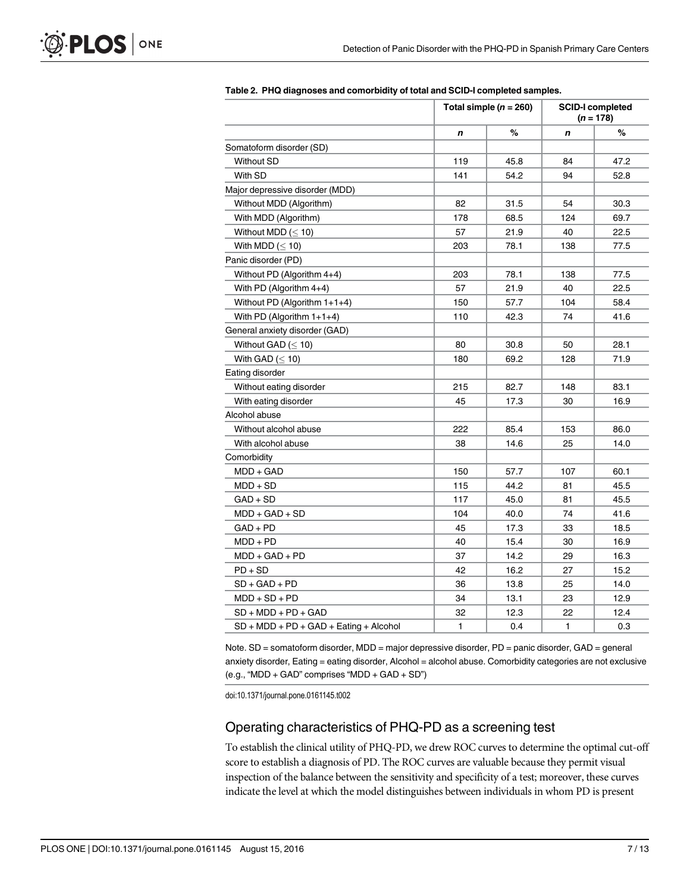**Table 2. PHQ diagnoses and comorbidity of total and SCID-I completed samples.**

| | Total simple (*n* = 260) | | SCID-I completed (*n* = 178) | |
|---|---|---|---|---|
| | ***n*** | **%** | ***n*** | **%** |
| Somatoform disorder (SD) | | | | |
| Without SD | 119 | 45.8 | 84 | 47.2 |
| With SD | 141 | 54.2 | 94 | 52.8 |
| Major depressive disorder (MDD) | | | | |
| Without MDD (Algorithm) | 82 | 31.5 | 54 | 30.3 |
| With MDD (Algorithm) | 178 | 68.5 | 124 | 69.7 |
| Without MDD (≤ 10) | 57 | 21.9 | 40 | 22.5 |
| With MDD (≤ 10) | 203 | 78.1 | 138 | 77.5 |
| Panic disorder (PD) | | | | |
| Without PD (Algorithm 4+4) | 203 | 78.1 | 138 | 77.5 |
| With PD (Algorithm 4+4) | 57 | 21.9 | 40 | 22.5 |
| Without PD (Algorithm 1+1+4) | 150 | 57.7 | 104 | 58.4 |
| With PD (Algorithm 1+1+4) | 110 | 42.3 | 74 | 41.6 |
| General anxiety disorder (GAD) | | | | |
| Without GAD (≤ 10) | 80 | 30.8 | 50 | 28.1 |
| With GAD (≤ 10) | 180 | 69.2 | 128 | 71.9 |
| Eating disorder | | | | |
| Without eating disorder | 215 | 82.7 | 148 | 83.1 |
| With eating disorder | 45 | 17.3 | 30 | 16.9 |
| Alcohol abuse | | | | |
| Without alcohol abuse | 222 | 85.4 | 153 | 86.0 |
| With alcohol abuse | 38 | 14.6 | 25 | 14.0 |
| Comorbidity | | | | |
| MDD + GAD | 150 | 57.7 | 107 | 60.1 |
| MDD + SD | 115 | 44.2 | 81 | 45.5 |
| GAD + SD | 117 | 45.0 | 81 | 45.5 |
| MDD + GAD + SD | 104 | 40.0 | 74 | 41.6 |
| GAD + PD | 45 | 17.3 | 33 | 18.5 |
| MDD + PD | 40 | 15.4 | 30 | 16.9 |
| MDD + GAD + PD | 37 | 14.2 | 29 | 16.3 |
| PD + SD | 42 | 16.2 | 27 | 15.2 |
| SD + GAD + PD | 36 | 13.8 | 25 | 14.0 |
| MDD + SD + PD | 34 | 13.1 | 23 | 12.9 |
| SD + MDD + PD + GAD | 32 | 12.3 | 22 | 12.4 |
| SD + MDD + PD + GAD + Eating + Alcohol | 1 | 0.4 | 1 | 0.3 |

Note. SD = somatoform disorder, MDD = major depressive disorder, PD = panic disorder, GAD = general anxiety disorder, Eating = eating disorder, Alcohol = alcohol abuse. Comorbidity categories are not exclusive (e.g., "MDD + GAD" comprises "MDD + GAD + SD")

doi:10.1371/journal.pone.0161145.t002

## Operating characteristics of PHQ-PD as a screening test

To establish the clinical utility of PHQ-PD, we drew ROC curves to determine the optimal cut-off score to establish a diagnosis of PD. The ROC curves are valuable because they permit visual inspection of the balance between the sensitivity and specificity of a test; moreover, these curves indicate the level at which the model distinguishes between individuals in whom PD is present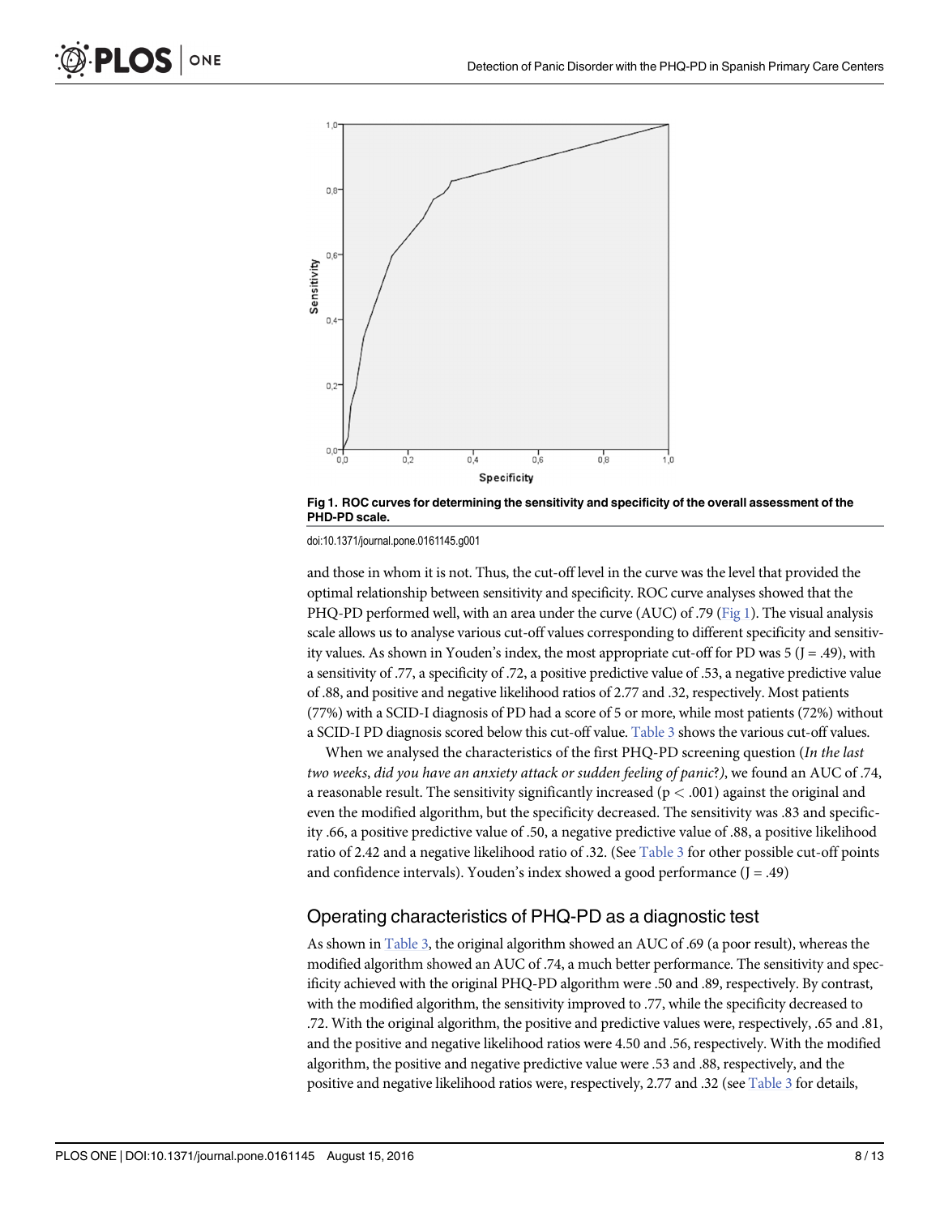Fig 1. ROC curves for determining the sensitivity and specificity of the overall assessment of the PHD-PD scale.

doi:10.1371/journal.pone.0161145.g001

and those in whom it is not. Thus, the cut-off level in the curve was the level that provided the optimal relationship between sensitivity and specificity. ROC curve analyses showed that the PHQ-PD performed well, with an area under the curve (AUC) of .79 (Fig 1). The visual analysis scale allows us to analyse various cut-off values corresponding to different specificity and sensitivity values. As shown in Youden's index, the most appropriate cut-off for PD was 5 (J = .49), with a sensitivity of .77, a specificity of .72, a positive predictive value of .53, a negative predictive value of .88, and positive and negative likelihood ratios of 2.77 and .32, respectively. Most patients (77%) with a SCID-I diagnosis of PD had a score of 5 or more, while most patients (72%) without a SCID-I PD diagnosis scored below this cut-off value. Table 3 shows the various cut-off values.

When we analysed the characteristics of the first PHQ-PD screening question (*In the last two weeks, did you have an anxiety attack or sudden feeling of panic?)*, we found an AUC of .74, a reasonable result. The sensitivity significantly increased ($p < .001$) against the original and even the modified algorithm, but the specificity decreased. The sensitivity was .83 and specificity .66, a positive predictive value of .50, a negative predictive value of .88, a positive likelihood ratio of 2.42 and a negative likelihood ratio of .32. (See Table 3 for other possible cut-off points and confidence intervals). Youden's index showed a good performance (J = .49)

## Operating characteristics of PHQ-PD as a diagnostic test

As shown in Table 3, the original algorithm showed an AUC of .69 (a poor result), whereas the modified algorithm showed an AUC of .74, a much better performance. The sensitivity and specificity achieved with the original PHQ-PD algorithm were .50 and .89, respectively. By contrast, with the modified algorithm, the sensitivity improved to .77, while the specificity decreased to .72. With the original algorithm, the positive and predictive values were, respectively, .65 and .81, and the positive and negative likelihood ratios were 4.50 and .56, respectively. With the modified algorithm, the positive and negative predictive value were .53 and .88, respectively, and the positive and negative likelihood ratios were, respectively, 2.77 and .32 (see Table 3 for details,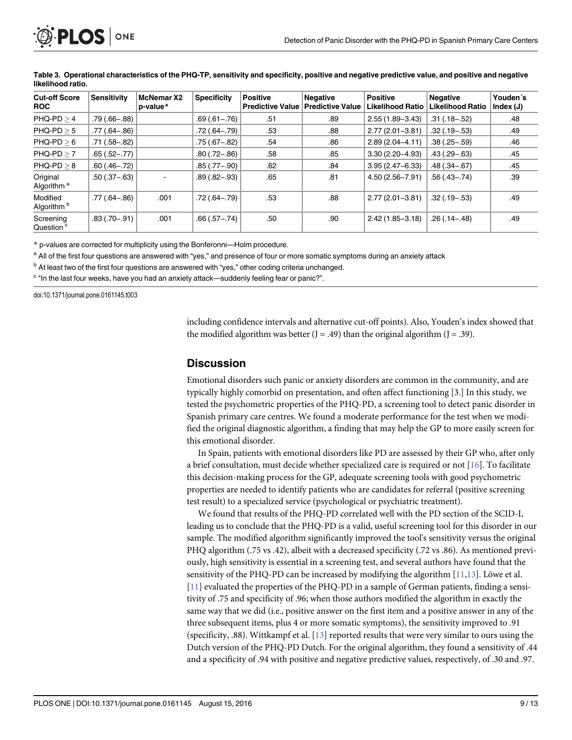**Table 3. Operational characteristics of the PHQ-TP, sensitivity and specificity, positive and negative predictive value, and positive and negative likelihood ratio.**

| Cut-off Score ROC | Sensitivity | McNemar X2 p-value* | Specificity | Positive Predictive Value | Negative Predictive Value | Positive Likelihood Ratio | Negative Likelihood Ratio | Youden´s Index (J) |
|---|---|---|---|---|---|---|---|---|
| PHQ-PD ≥ 4 | .79 (.66–.88) | | .69 (.61–.76) | .51 | .89 | 2.55 (1.89–3.43) | .31 (.18–.52) | .48 |
| PHQ-PD ≥ 5 | .77 (.64–.86) | | .72 (.64–.79) | .53 | .88 | 2.77 (2.01–3.81) | .32 (.19–.53) | .49 |
| PHQ-PD ≥ 6 | .71 (.58–.82) | | .75 (.67–.82) | .54 | .86 | 2.89 (2.04–4.11) | .38 (.25–.59) | .46 |
| PHQ-PD ≥ 7 | .65 (.52–.77) | | .80 (.72–.86) | .58 | .85 | 3.30 (2.20–4.93) | .43 (.29–.63) | .45 |
| PHQ-PD ≥ 8 | .60 (.46–.72) | | .85 (.77–.90) | .62 | .84 | 3.95 (2.47–6.33) | .48 (.34–.67) | .45 |
| Original Algorithm [a] | .50 (.37–.63) | - | .89 (.82–.93) | .65 | .81 | 4.50 (2.56–7.91) | .56 (.43–.74) | .39 |
| Modified Algorithm [b] | .77 (.64–.86) | .001 | .72 (.64–.79) | .53 | .88 | 2.77 (2.01–3.81) | .32 (.19–.53) | .49 |
| Screening Question [c] | .83 (.70–.91) | .001 | .66 (.57–.74) | .50 | .90 | 2.42 (1.85–3.18) | .26 (.14–.48) | .49 |

* p-values are corrected for multiplicity using the Bonferroni—Holm procedure.

[a] All of the first four questions are answered with "yes," and presence of four or more somatic symptoms during an anxiety attack

[b] At least two of the first four questions are answered with "yes," other coding criteria unchanged.

[c] "In the last four weeks, have you had an anxiety attack—suddenly feeling fear or panic?".

doi:10.1371/journal.pone.0161145.t003

including confidence intervals and alternative cut-off points). Also, Youden's index showed that the modified algorithm was better (J = .49) than the original algorithm (J = .39).

## Discussion

Emotional disorders such panic or anxiety disorders are common in the community, and are typically highly comorbid on presentation, and often affect functioning [3.] In this study, we tested the psychometric properties of the PHQ-PD, a screening tool to detect panic disorder in Spanish primary care centres. We found a moderate performance for the test when we modified the original diagnostic algorithm, a finding that may help the GP to more easily screen for this emotional disorder.

In Spain, patients with emotional disorders like PD are assessed by their GP who, after only a brief consultation, must decide whether specialized care is required or not [16]. To facilitate this decision-making process for the GP, adequate screening tools with good psychometric properties are needed to identify patients who are candidates for referral (positive screening test result) to a specialized service (psychological or psychiatric treatment).

We found that results of the PHQ-PD correlated well with the PD section of the SCID-I, leading us to conclude that the PHQ-PD is a valid, useful screening tool for this disorder in our sample. The modified algorithm significantly improved the tool's sensitivity versus the original PHQ algorithm (.75 vs .42), albeit with a decreased specificity (.72 vs .86). As mentioned previously, high sensitivity is essential in a screening test, and several authors have found that the sensitivity of the PHQ-PD can be increased by modifying the algorithm [11,13]. Löwe et al. [11] evaluated the properties of the PHQ-PD in a sample of German patients, finding a sensitivity of .75 and specificity of .96; when those authors modified the algorithm in exactly the same way that we did (i.e., positive answer on the first item and a positive answer in any of the three subsequent items, plus 4 or more somatic symptoms), the sensitivity improved to .91 (specificity, .88). Wittkampf et al. [13] reported results that were very similar to ours using the Dutch version of the PHQ-PD Dutch. For the original algorithm, they found a sensitivity of .44 and a specificity of .94 with positive and negative predictive values, respectively, of .30 and .97.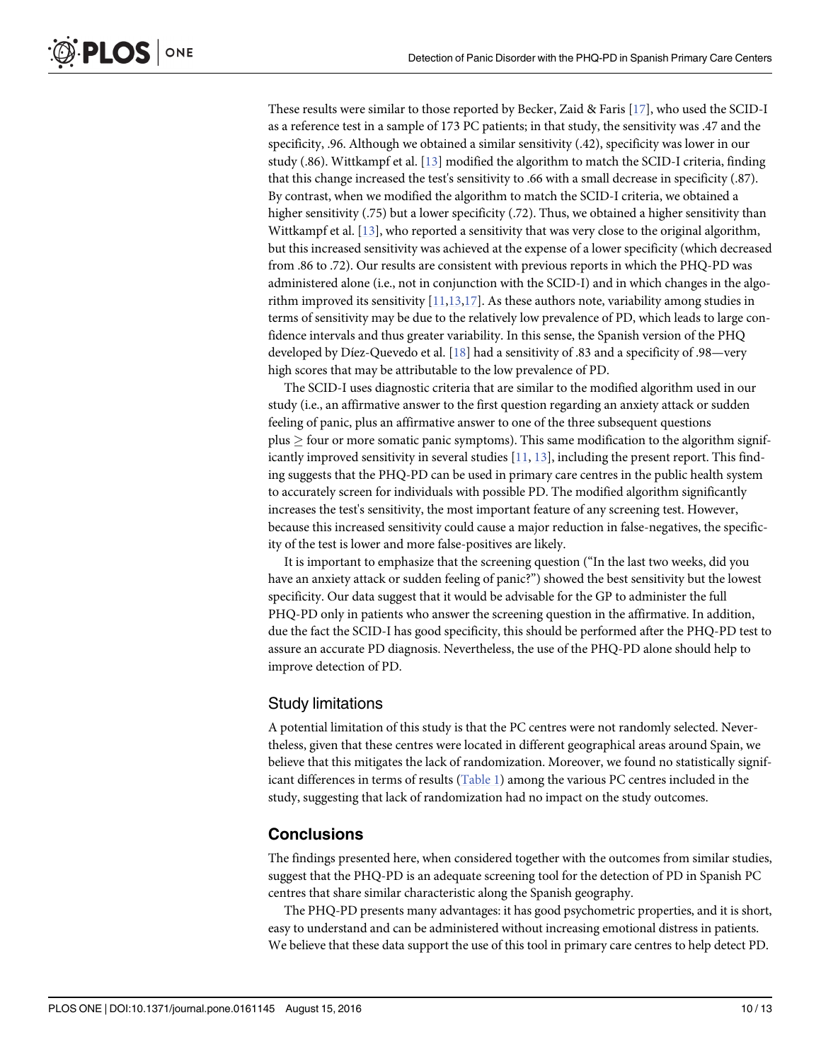These results were similar to those reported by Becker, Zaid & Faris [17], who used the SCID-I as a reference test in a sample of 173 PC patients; in that study, the sensitivity was .47 and the specificity, .96. Although we obtained a similar sensitivity (.42), specificity was lower in our study (.86). Wittkampf et al. [13] modified the algorithm to match the SCID-I criteria, finding that this change increased the test's sensitivity to .66 with a small decrease in specificity (.87). By contrast, when we modified the algorithm to match the SCID-I criteria, we obtained a higher sensitivity (.75) but a lower specificity (.72). Thus, we obtained a higher sensitivity than Wittkampf et al. [13], who reported a sensitivity that was very close to the original algorithm, but this increased sensitivity was achieved at the expense of a lower specificity (which decreased from .86 to .72). Our results are consistent with previous reports in which the PHQ-PD was administered alone (i.e., not in conjunction with the SCID-I) and in which changes in the algorithm improved its sensitivity [11,13,17]. As these authors note, variability among studies in terms of sensitivity may be due to the relatively low prevalence of PD, which leads to large confidence intervals and thus greater variability. In this sense, the Spanish version of the PHQ developed by Díez-Quevedo et al. [18] had a sensitivity of .83 and a specificity of .98—very high scores that may be attributable to the low prevalence of PD.

The SCID-I uses diagnostic criteria that are similar to the modified algorithm used in our study (i.e., an affirmative answer to the first question regarding an anxiety attack or sudden feeling of panic, plus an affirmative answer to one of the three subsequent questions plus $\geq$ four or more somatic panic symptoms). This same modification to the algorithm significantly improved sensitivity in several studies [11, 13], including the present report. This finding suggests that the PHQ-PD can be used in primary care centres in the public health system to accurately screen for individuals with possible PD. The modified algorithm significantly increases the test's sensitivity, the most important feature of any screening test. However, because this increased sensitivity could cause a major reduction in false-negatives, the specificity of the test is lower and more false-positives are likely.

It is important to emphasize that the screening question ("In the last two weeks, did you have an anxiety attack or sudden feeling of panic?") showed the best sensitivity but the lowest specificity. Our data suggest that it would be advisable for the GP to administer the full PHQ-PD only in patients who answer the screening question in the affirmative. In addition, due the fact the SCID-I has good specificity, this should be performed after the PHQ-PD test to assure an accurate PD diagnosis. Nevertheless, the use of the PHQ-PD alone should help to improve detection of PD.

### Study limitations

A potential limitation of this study is that the PC centres were not randomly selected. Nevertheless, given that these centres were located in different geographical areas around Spain, we believe that this mitigates the lack of randomization. Moreover, we found no statistically significant differences in terms of results (Table 1) among the various PC centres included in the study, suggesting that lack of randomization had no impact on the study outcomes.

## Conclusions

The findings presented here, when considered together with the outcomes from similar studies, suggest that the PHQ-PD is an adequate screening tool for the detection of PD in Spanish PC centres that share similar characteristic along the Spanish geography.

The PHQ-PD presents many advantages: it has good psychometric properties, and it is short, easy to understand and can be administered without increasing emotional distress in patients. We believe that these data support the use of this tool in primary care centres to help detect PD.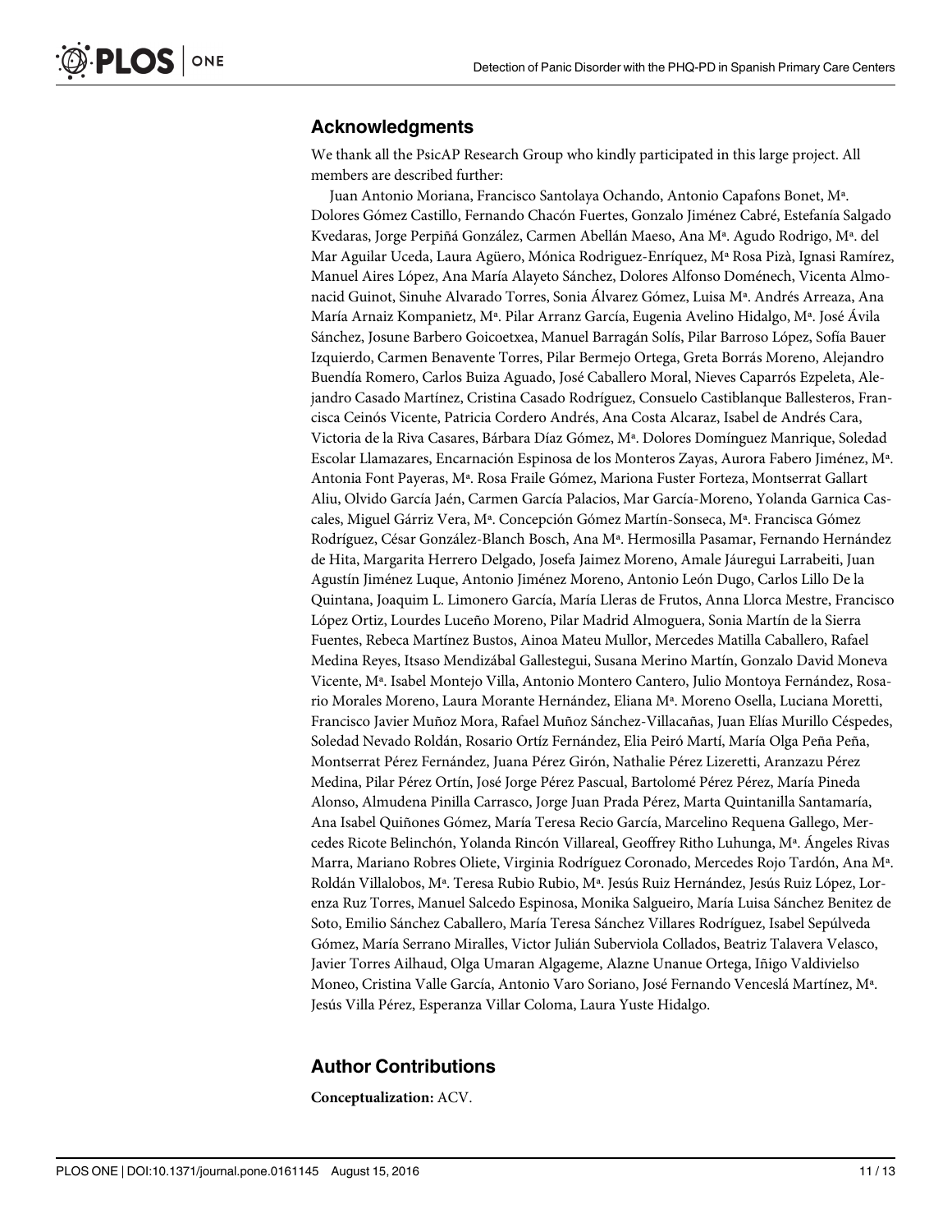## Acknowledgments

We thank all the PsicAP Research Group who kindly participated in this large project. All members are described further:

Juan Antonio Moriana, Francisco Santolaya Ochando, Antonio Capafons Bonet, Mª. Dolores Gómez Castillo, Fernando Chacón Fuertes, Gonzalo Jiménez Cabré, Estefanía Salgado Kvedaras, Jorge Perpiñá González, Carmen Abellán Maeso, Ana Mª. Agudo Rodrigo, Mª. del Mar Aguilar Uceda, Laura Agüero, Mónica Rodriguez-Enríquez, Mª Rosa Pizà, Ignasi Ramírez, Manuel Aires López, Ana María Alayeto Sánchez, Dolores Alfonso Doménech, Vicenta Almonacid Guinot, Sinuhe Alvarado Torres, Sonia Álvarez Gómez, Luisa Mª. Andrés Arreaza, Ana María Arnaiz Kompanietz, Mª. Pilar Arranz García, Eugenia Avelino Hidalgo, Mª. José Ávila Sánchez, Josune Barbero Goicoetxea, Manuel Barragán Solís, Pilar Barroso López, Sofía Bauer Izquierdo, Carmen Benavente Torres, Pilar Bermejo Ortega, Greta Borrás Moreno, Alejandro Buendía Romero, Carlos Buiza Aguado, José Caballero Moral, Nieves Caparrós Ezpeleta, Alejandro Casado Martínez, Cristina Casado Rodríguez, Consuelo Castiblanque Ballesteros, Francisca Ceinós Vicente, Patricia Cordero Andrés, Ana Costa Alcaraz, Isabel de Andrés Cara, Victoria de la Riva Casares, Bárbara Díaz Gómez, Mª. Dolores Domínguez Manrique, Soledad Escolar Llamazares, Encarnación Espinosa de los Monteros Zayas, Aurora Fabero Jiménez, Mª. Antonia Font Payeras, Mª. Rosa Fraile Gómez, Mariona Fuster Forteza, Montserrat Gallart Aliu, Olvido García Jaén, Carmen García Palacios, Mar García-Moreno, Yolanda Garnica Cascales, Miguel Gárriz Vera, Mª. Concepción Gómez Martín-Sonseca, Mª. Francisca Gómez Rodríguez, César González-Blanch Bosch, Ana Mª. Hermosilla Pasamar, Fernando Hernández de Hita, Margarita Herrero Delgado, Josefa Jaimez Moreno, Amale Jáuregui Larrabeiti, Juan Agustín Jiménez Luque, Antonio Jiménez Moreno, Antonio León Dugo, Carlos Lillo De la Quintana, Joaquim L. Limonero García, María Lleras de Frutos, Anna Llorca Mestre, Francisco López Ortiz, Lourdes Luceño Moreno, Pilar Madrid Almoguera, Sonia Martín de la Sierra Fuentes, Rebeca Martínez Bustos, Ainoa Mateu Mullor, Mercedes Matilla Caballero, Rafael Medina Reyes, Itsaso Mendizábal Gallestegui, Susana Merino Martín, Gonzalo David Moneva Vicente, Mª. Isabel Montejo Villa, Antonio Montero Cantero, Julio Montoya Fernández, Rosario Morales Moreno, Laura Morante Hernández, Eliana Mª. Moreno Osella, Luciana Moretti, Francisco Javier Muñoz Mora, Rafael Muñoz Sánchez-Villacañas, Juan Elías Murillo Céspedes, Soledad Nevado Roldán, Rosario Ortíz Fernández, Elia Peiró Martí, María Olga Peña Peña, Montserrat Pérez Fernández, Juana Pérez Girón, Nathalie Pérez Lizeretti, Aranzazu Pérez Medina, Pilar Pérez Ortín, José Jorge Pérez Pascual, Bartolomé Pérez Pérez, María Pineda Alonso, Almudena Pinilla Carrasco, Jorge Juan Prada Pérez, Marta Quintanilla Santamaría, Ana Isabel Quiñones Gómez, María Teresa Recio García, Marcelino Requena Gallego, Mercedes Ricote Belinchón, Yolanda Rincón Villareal, Geoffrey Ritho Luhunga, Mª. Ángeles Rivas Marra, Mariano Robres Oliete, Virginia Rodríguez Coronado, Mercedes Rojo Tardón, Ana Mª. Roldán Villalobos, Mª. Teresa Rubio Rubio, Mª. Jesús Ruiz Hernández, Jesús Ruiz López, Lorenza Ruz Torres, Manuel Salcedo Espinosa, Monika Salgueiro, María Luisa Sánchez Benitez de Soto, Emilio Sánchez Caballero, María Teresa Sánchez Villares Rodríguez, Isabel Sepúlveda Gómez, María Serrano Miralles, Victor Julián Suberviola Collados, Beatriz Talavera Velasco, Javier Torres Ailhaud, Olga Umaran Algageme, Alazne Unanue Ortega, Iñigo Valdivielso Moneo, Cristina Valle García, Antonio Varo Soriano, José Fernando Venceslá Martínez, Mª. Jesús Villa Pérez, Esperanza Villar Coloma, Laura Yuste Hidalgo.

## Author Contributions

**Conceptualization:** ACV.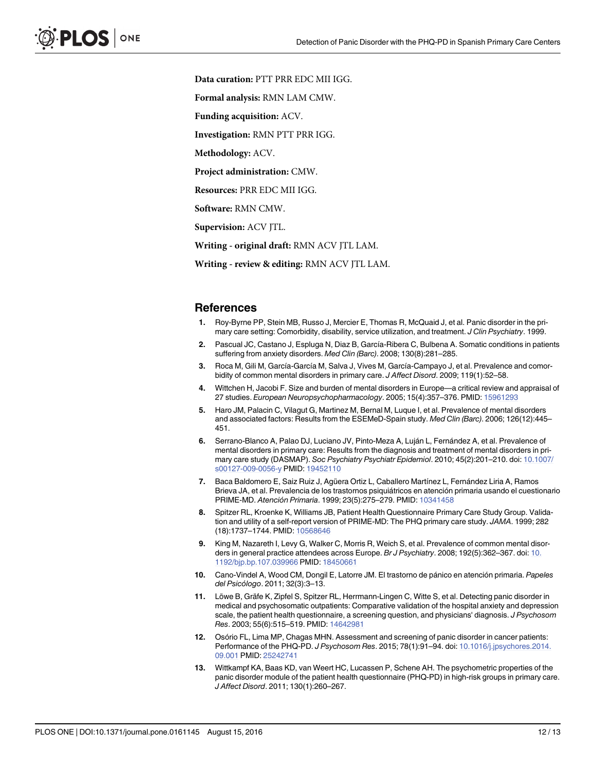**Data curation:** PTT PRR EDC MII IGG.

**Formal analysis:** RMN LAM CMW.

**Funding acquisition:** ACV.

**Investigation:** RMN PTT PRR IGG.

**Methodology:** ACV.

**Project administration:** CMW.

**Resources:** PRR EDC MII IGG.

**Software:** RMN CMW.

**Supervision:** ACV JTL.

**Writing - original draft:** RMN ACV JTL LAM.

**Writing - review & editing:** RMN ACV JTL LAM.

## References

1. Roy-Byrne PP, Stein MB, Russo J, Mercier E, Thomas R, McQuaid J, et al. Panic disorder in the primary care setting: Comorbidity, disability, service utilization, and treatment. *J Clin Psychiatry*. 1999.
2. Pascual JC, Castano J, Espluga N, Diaz B, García-Ribera C, Bulbena A. Somatic conditions in patients suffering from anxiety disorders. *Med Clin (Barc)*. 2008; 130(8):281–285.
3. Roca M, Gili M, García-García M, Salva J, Vives M, García-Campayo J, et al. Prevalence and comorbidity of common mental disorders in primary care. *J Affect Disord*. 2009; 119(1):52–58.
4. Wittchen H, Jacobi F. Size and burden of mental disorders in Europe—a critical review and appraisal of 27 studies. *European Neuropsychopharmacology*. 2005; 15(4):357–376. PMID: 15961293
5. Haro JM, Palacin C, Vilagut G, Martinez M, Bernal M, Luque I, et al. Prevalence of mental disorders and associated factors: Results from the ESEMeD-Spain study. *Med Clin (Barc)*. 2006; 126(12):445–451.
6. Serrano-Blanco A, Palao DJ, Luciano JV, Pinto-Meza A, Luján L, Fernández A, et al. Prevalence of mental disorders in primary care: Results from the diagnosis and treatment of mental disorders in primary care study (DASMAP). *Soc Psychiatry Psychiatr Epidemiol*. 2010; 45(2):201–210. doi: 10.1007/s00127-009-0056-y PMID: 19452110
7. Baca Baldomero E, Saiz Ruiz J, Agüera Ortiz L, Caballero Martínez L, Fernández Liria A, Ramos Brieva JA, et al. Prevalencia de los trastornos psiquiátricos en atención primaria usando el cuestionario PRIME-MD. *Atención Primaria*. 1999; 23(5):275–279. PMID: 10341458
8. Spitzer RL, Kroenke K, Williams JB, Patient Health Questionnaire Primary Care Study Group. Validation and utility of a self-report version of PRIME-MD: The PHQ primary care study. *JAMA*. 1999; 282 (18):1737–1744. PMID: 10568646
9. King M, Nazareth I, Levy G, Walker C, Morris R, Weich S, et al. Prevalence of common mental disorders in general practice attendees across Europe. *Br J Psychiatry*. 2008; 192(5):362–367. doi: 10.1192/bjp.bp.107.039966 PMID: 18450661
10. Cano-Vindel A, Wood CM, Dongil E, Latorre JM. El trastorno de pánico en atención primaria. *Papeles del Psicólogo*. 2011; 32(3):3–13.
11. Löwe B, Gräfe K, Zipfel S, Spitzer RL, Herrmann-Lingen C, Witte S, et al. Detecting panic disorder in medical and psychosomatic outpatients: Comparative validation of the hospital anxiety and depression scale, the patient health questionnaire, a screening question, and physicians' diagnosis. *J Psychosom Res*. 2003; 55(6):515–519. PMID: 14642981
12. Osório FL, Lima MP, Chagas MHN. Assessment and screening of panic disorder in cancer patients: Performance of the PHQ-PD. *J Psychosom Res*. 2015; 78(1):91–94. doi: 10.1016/j.jpsychores.2014.09.001 PMID: 25242741
13. Wittkampf KA, Baas KD, van Weert HC, Lucassen P, Schene AH. The psychometric properties of the panic disorder module of the patient health questionnaire (PHQ-PD) in high-risk groups in primary care. *J Affect Disord*. 2011; 130(1):260–267.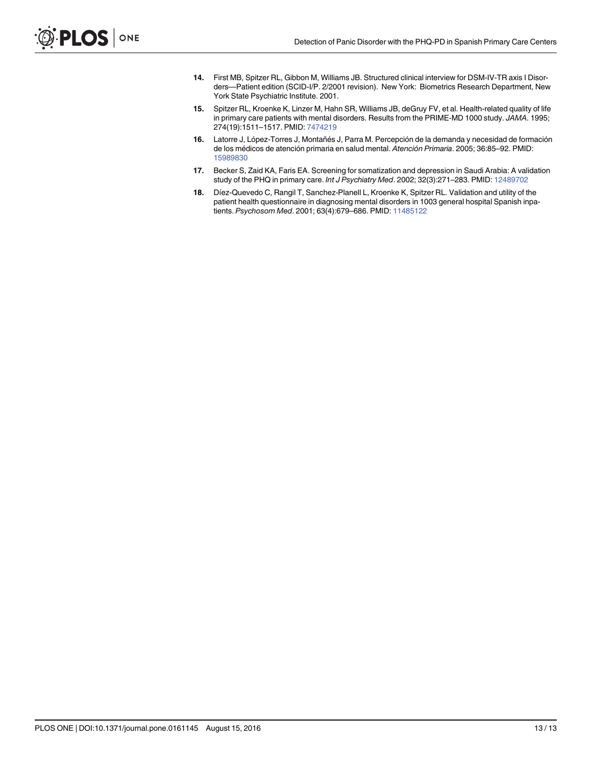14. First MB, Spitzer RL, Gibbon M, Williams JB. Structured clinical interview for DSM-IV-TR axis I Disorders—Patient edition (SCID-I/P. 2/2001 revision). New York: Biometrics Research Department, New York State Psychiatric Institute. 2001.
15. Spitzer RL, Kroenke K, Linzer M, Hahn SR, Williams JB, deGruy FV, et al. Health-related quality of life in primary care patients with mental disorders. Results from the PRIME-MD 1000 study. *JAMA*. 1995; 274(19):1511–1517. PMID: 7474219
16. Latorre J, López-Torres J, Montañés J, Parra M. Percepción de la demanda y necesidad de formación de los médicos de atención primaria en salud mental. *Atención Primaria*. 2005; 36:85–92. PMID: 15989830
17. Becker S, Zaid KA, Faris EA. Screening for somatization and depression in Saudi Arabia: A validation study of the PHQ in primary care. *Int J Psychiatry Med*. 2002; 32(3):271–283. PMID: 12489702
18. Díez-Quevedo C, Rangil T, Sanchez-Planell L, Kroenke K, Spitzer RL. Validation and utility of the patient health questionnaire in diagnosing mental disorders in 1003 general hospital Spanish inpatients. *Psychosom Med*. 2001; 63(4):679–686. PMID: 11485122